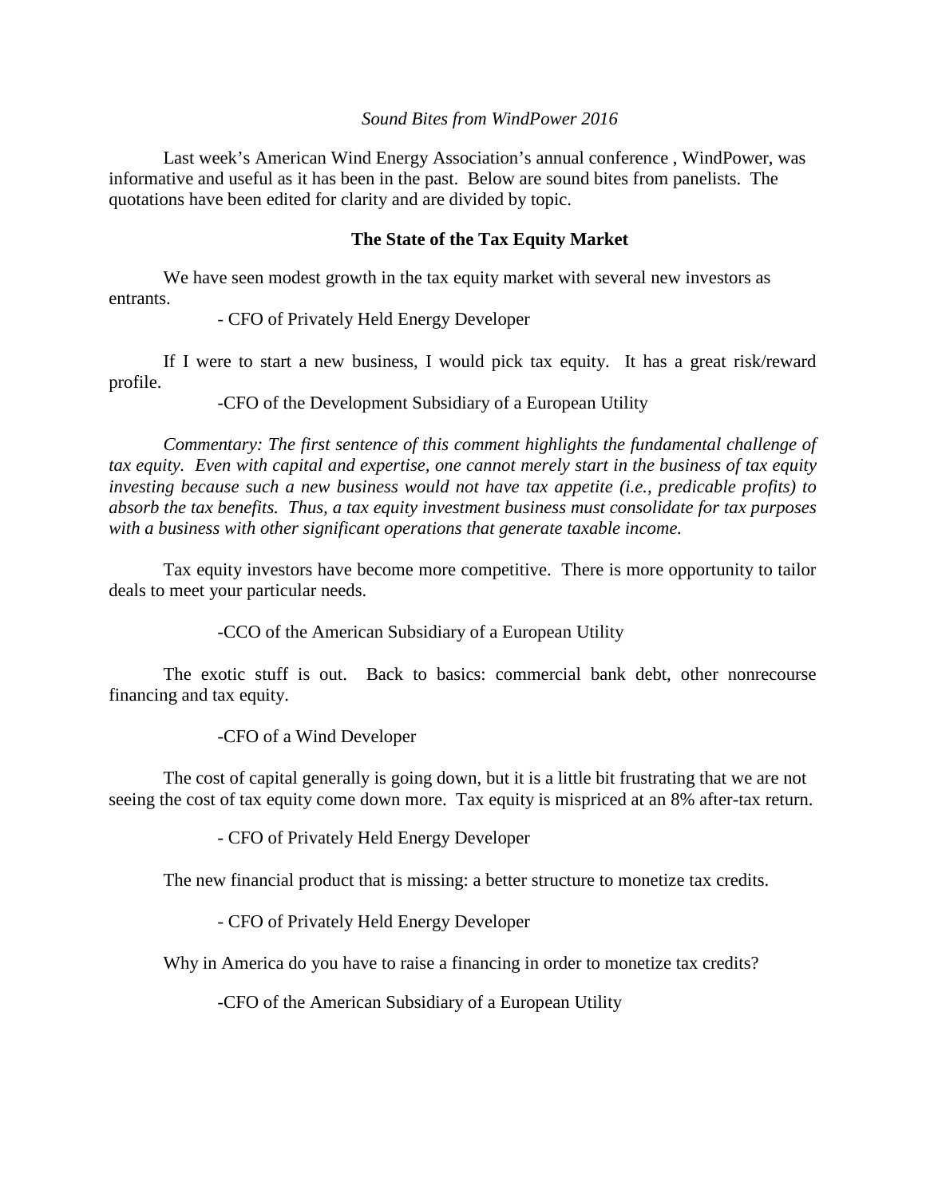*Sound Bites from WindPower 2016*

Last week's American Wind Energy Association's annual conference , WindPower, was informative and useful as it has been in the past. Below are sound bites from panelists. The quotations have been edited for clarity and are divided by topic.

**The State of the Tax Equity Market**

We have seen modest growth in the tax equity market with several new investors as entrants.

- CFO of Privately Held Energy Developer

If I were to start a new business, I would pick tax equity. It has a great risk/reward profile.

-CFO of the Development Subsidiary of a European Utility

*Commentary: The first sentence of this comment highlights the fundamental challenge of tax equity. Even with capital and expertise, one cannot merely start in the business of tax equity investing because such a new business would not have tax appetite (i.e., predicable profits) to absorb the tax benefits. Thus, a tax equity investment business must consolidate for tax purposes with a business with other significant operations that generate taxable income.*

Tax equity investors have become more competitive. There is more opportunity to tailor deals to meet your particular needs.

-CCO of the American Subsidiary of a European Utility

The exotic stuff is out. Back to basics: commercial bank debt, other nonrecourse financing and tax equity.

-CFO of a Wind Developer

The cost of capital generally is going down, but it is a little bit frustrating that we are not seeing the cost of tax equity come down more. Tax equity is mispriced at an 8% after-tax return.

- CFO of Privately Held Energy Developer

The new financial product that is missing: a better structure to monetize tax credits.

- CFO of Privately Held Energy Developer

Why in America do you have to raise a financing in order to monetize tax credits?

-CFO of the American Subsidiary of a European Utility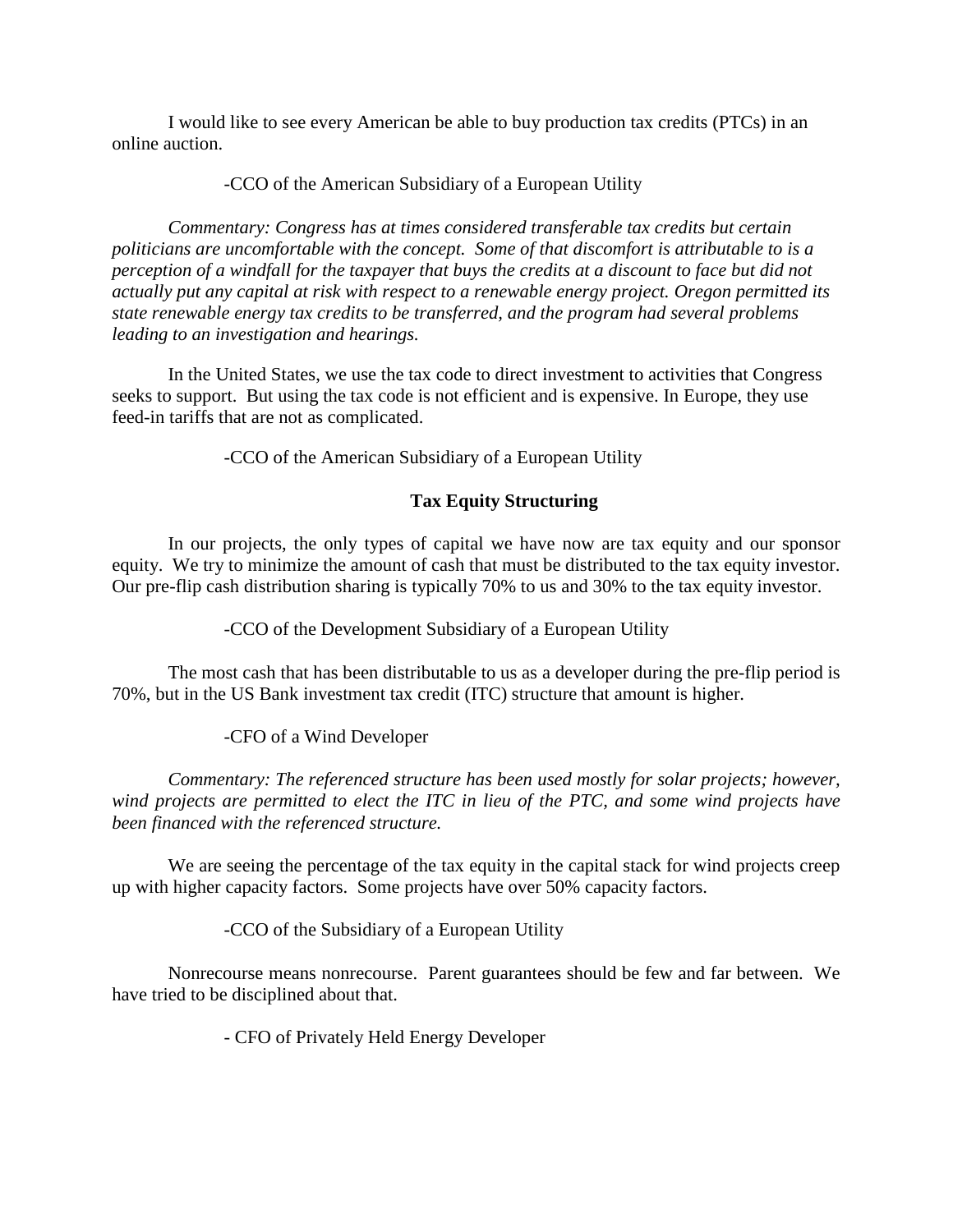I would like to see every American be able to buy production tax credits (PTCs) in an online auction.

-CCO of the American Subsidiary of a European Utility

*Commentary: Congress has at times considered transferable tax credits but certain politicians are uncomfortable with the concept. Some of that discomfort is attributable to is a perception of a windfall for the taxpayer that buys the credits at a discount to face but did not actually put any capital at risk with respect to a renewable energy project. Oregon permitted its state renewable energy tax credits to be transferred, and the program had several problems leading to an investigation and hearings.*

In the United States, we use the tax code to direct investment to activities that Congress seeks to support. But using the tax code is not efficient and is expensive. In Europe, they use feed-in tariffs that are not as complicated.

-CCO of the American Subsidiary of a European Utility

## Tax Equity Structuring

In our projects, the only types of capital we have now are tax equity and our sponsor equity. We try to minimize the amount of cash that must be distributed to the tax equity investor. Our pre-flip cash distribution sharing is typically 70% to us and 30% to the tax equity investor.

-CCO of the Development Subsidiary of a European Utility

The most cash that has been distributable to us as a developer during the pre-flip period is 70%, but in the US Bank investment tax credit (ITC) structure that amount is higher.

-CFO of a Wind Developer

*Commentary: The referenced structure has been used mostly for solar projects; however, wind projects are permitted to elect the ITC in lieu of the PTC, and some wind projects have been financed with the referenced structure.*

We are seeing the percentage of the tax equity in the capital stack for wind projects creep up with higher capacity factors. Some projects have over 50% capacity factors.

-CCO of the Subsidiary of a European Utility

Nonrecourse means nonrecourse. Parent guarantees should be few and far between. We have tried to be disciplined about that.

- CFO of Privately Held Energy Developer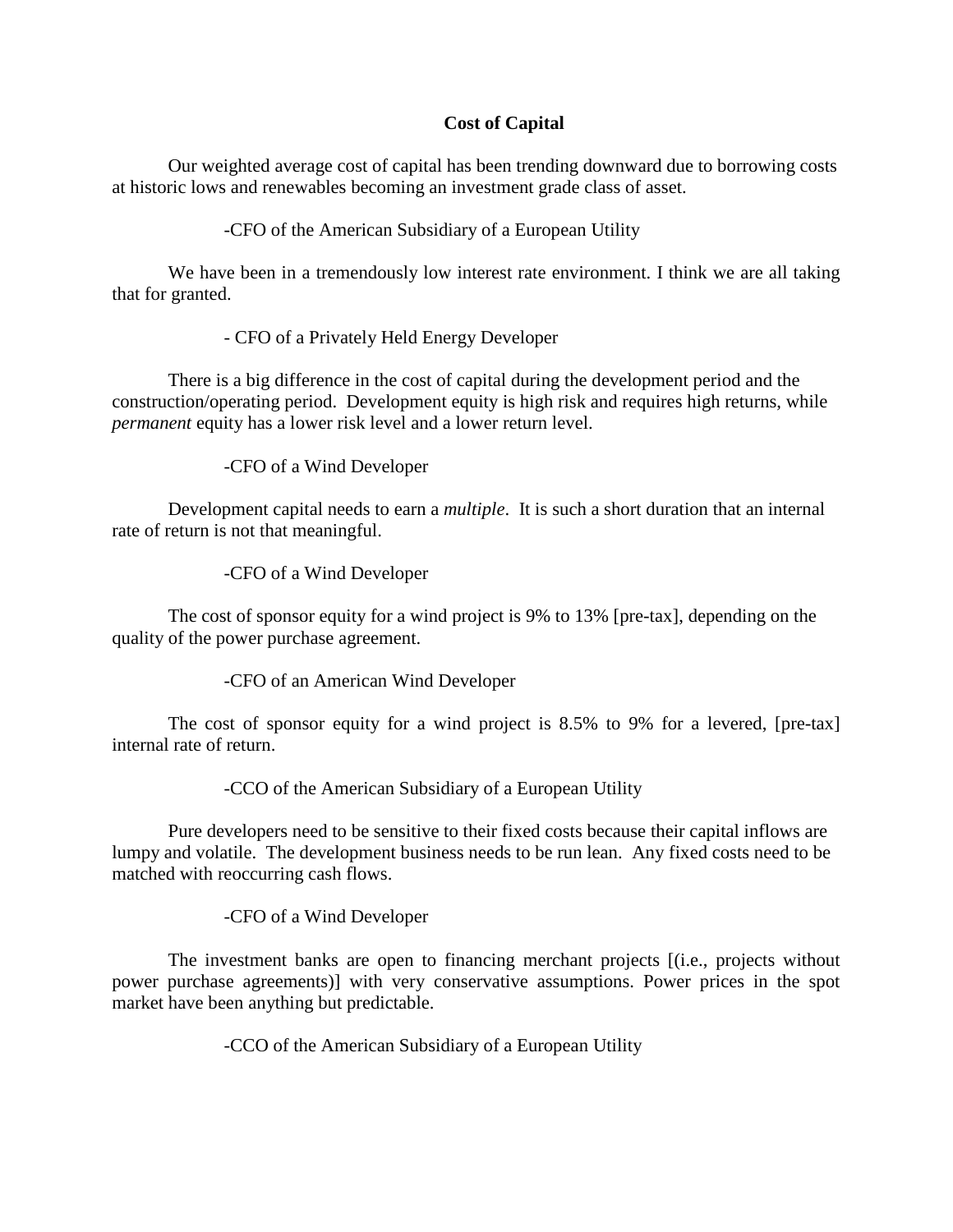## Cost of Capital

Our weighted average cost of capital has been trending downward due to borrowing costs at historic lows and renewables becoming an investment grade class of asset.

-CFO of the American Subsidiary of a European Utility

We have been in a tremendously low interest rate environment. I think we are all taking that for granted.

- CFO of a Privately Held Energy Developer

There is a big difference in the cost of capital during the development period and the construction/operating period. Development equity is high risk and requires high returns, while *permanent* equity has a lower risk level and a lower return level.

-CFO of a Wind Developer

Development capital needs to earn a *multiple*. It is such a short duration that an internal rate of return is not that meaningful.

-CFO of a Wind Developer

The cost of sponsor equity for a wind project is 9% to 13% [pre-tax], depending on the quality of the power purchase agreement.

-CFO of an American Wind Developer

The cost of sponsor equity for a wind project is 8.5% to 9% for a levered, [pre-tax] internal rate of return.

-CCO of the American Subsidiary of a European Utility

Pure developers need to be sensitive to their fixed costs because their capital inflows are lumpy and volatile. The development business needs to be run lean. Any fixed costs need to be matched with reoccurring cash flows.

-CFO of a Wind Developer

The investment banks are open to financing merchant projects [(i.e., projects without power purchase agreements)] with very conservative assumptions. Power prices in the spot market have been anything but predictable.

-CCO of the American Subsidiary of a European Utility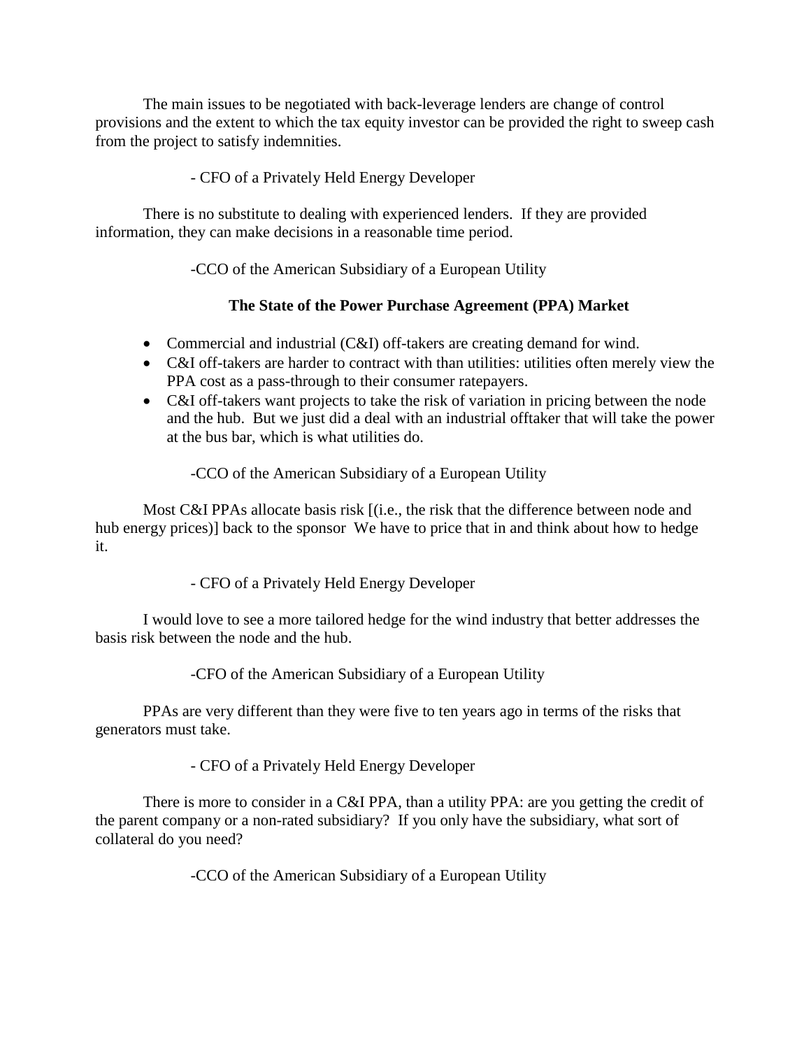The main issues to be negotiated with back-leverage lenders are change of control provisions and the extent to which the tax equity investor can be provided the right to sweep cash from the project to satisfy indemnities.

- CFO of a Privately Held Energy Developer

There is no substitute to dealing with experienced lenders. If they are provided information, they can make decisions in a reasonable time period.

-CCO of the American Subsidiary of a European Utility

**The State of the Power Purchase Agreement (PPA) Market**

- Commercial and industrial (C&I) off-takers are creating demand for wind.
- C&I off-takers are harder to contract with than utilities: utilities often merely view the PPA cost as a pass-through to their consumer ratepayers.
- C&I off-takers want projects to take the risk of variation in pricing between the node and the hub. But we just did a deal with an industrial offtaker that will take the power at the bus bar, which is what utilities do.

-CCO of the American Subsidiary of a European Utility

Most C&I PPAs allocate basis risk [(i.e., the risk that the difference between node and hub energy prices)] back to the sponsor We have to price that in and think about how to hedge it.

- CFO of a Privately Held Energy Developer

I would love to see a more tailored hedge for the wind industry that better addresses the basis risk between the node and the hub.

-CFO of the American Subsidiary of a European Utility

PPAs are very different than they were five to ten years ago in terms of the risks that generators must take.

- CFO of a Privately Held Energy Developer

There is more to consider in a C&I PPA, than a utility PPA: are you getting the credit of the parent company or a non-rated subsidiary? If you only have the subsidiary, what sort of collateral do you need?

-CCO of the American Subsidiary of a European Utility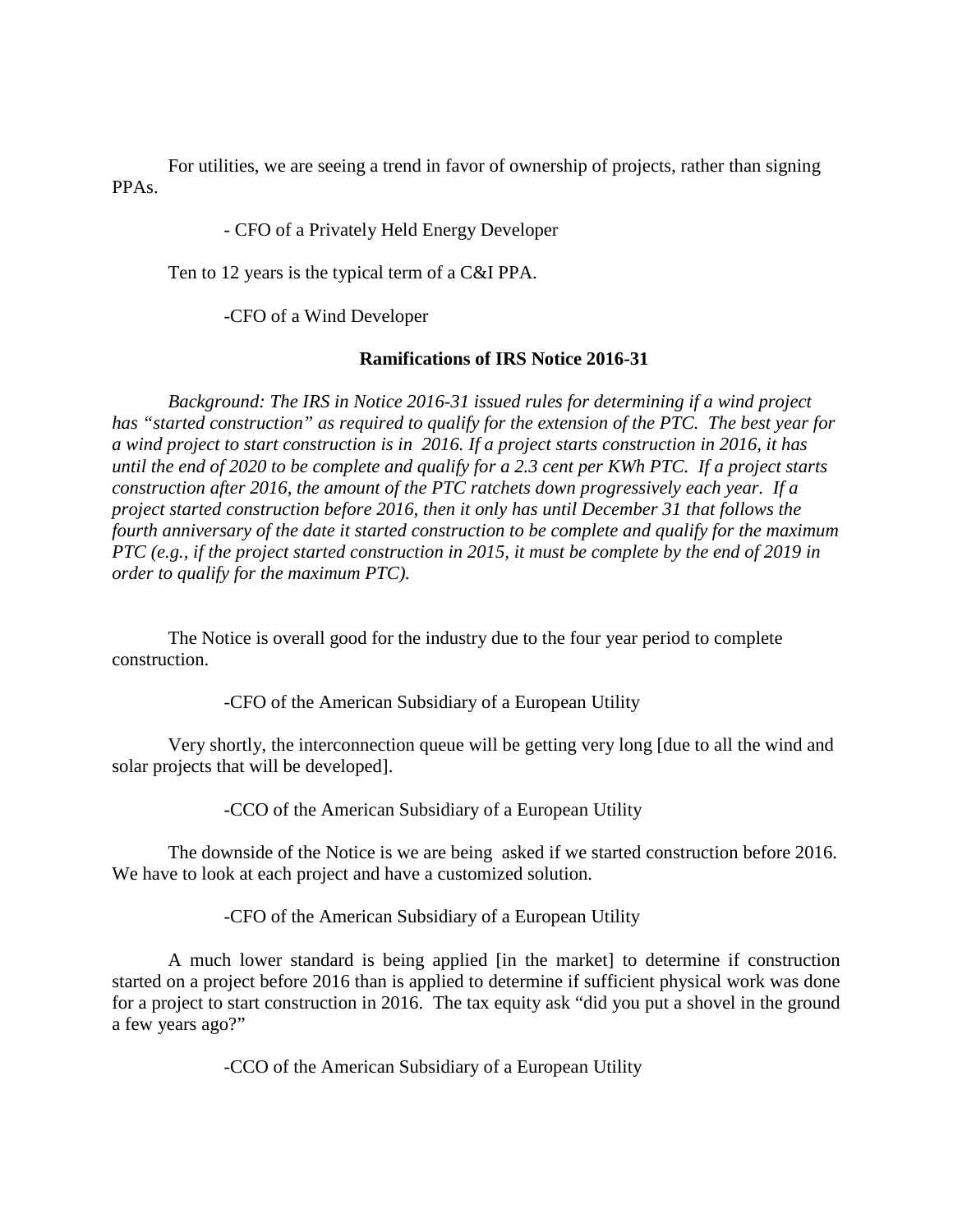For utilities, we are seeing a trend in favor of ownership of projects, rather than signing PPAs.

- CFO of a Privately Held Energy Developer

Ten to 12 years is the typical term of a C&I PPA.

-CFO of a Wind Developer

**Ramifications of IRS Notice 2016-31**

*Background: The IRS in Notice 2016-31 issued rules for determining if a wind project has "started construction" as required to qualify for the extension of the PTC. The best year for a wind project to start construction is in 2016. If a project starts construction in 2016, it has until the end of 2020 to be complete and qualify for a 2.3 cent per KWh PTC. If a project starts construction after 2016, the amount of the PTC ratchets down progressively each year. If a project started construction before 2016, then it only has until December 31 that follows the fourth anniversary of the date it started construction to be complete and qualify for the maximum PTC (e.g., if the project started construction in 2015, it must be complete by the end of 2019 in order to qualify for the maximum PTC).*

The Notice is overall good for the industry due to the four year period to complete construction.

-CFO of the American Subsidiary of a European Utility

Very shortly, the interconnection queue will be getting very long [due to all the wind and solar projects that will be developed].

-CCO of the American Subsidiary of a European Utility

The downside of the Notice is we are being asked if we started construction before 2016. We have to look at each project and have a customized solution.

-CFO of the American Subsidiary of a European Utility

A much lower standard is being applied [in the market] to determine if construction started on a project before 2016 than is applied to determine if sufficient physical work was done for a project to start construction in 2016. The tax equity ask "did you put a shovel in the ground a few years ago?"

-CCO of the American Subsidiary of a European Utility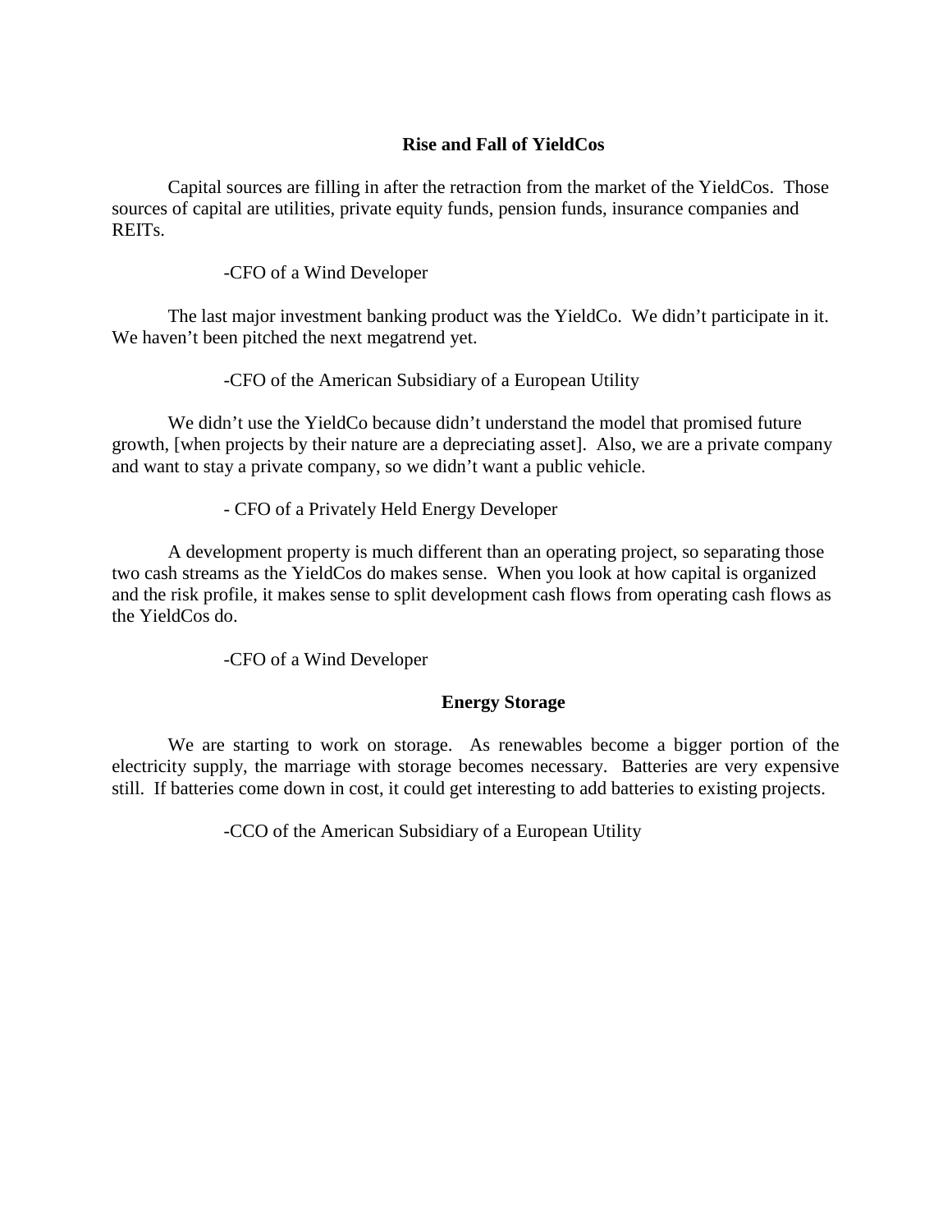### Rise and Fall of YieldCos

Capital sources are filling in after the retraction from the market of the YieldCos. Those sources of capital are utilities, private equity funds, pension funds, insurance companies and REITs.

-CFO of a Wind Developer

The last major investment banking product was the YieldCo. We didn't participate in it. We haven't been pitched the next megatrend yet.

-CFO of the American Subsidiary of a European Utility

We didn't use the YieldCo because didn't understand the model that promised future growth, [when projects by their nature are a depreciating asset]. Also, we are a private company and want to stay a private company, so we didn't want a public vehicle.

- CFO of a Privately Held Energy Developer

A development property is much different than an operating project, so separating those two cash streams as the YieldCos do makes sense. When you look at how capital is organized and the risk profile, it makes sense to split development cash flows from operating cash flows as the YieldCos do.

-CFO of a Wind Developer

### Energy Storage

We are starting to work on storage. As renewables become a bigger portion of the electricity supply, the marriage with storage becomes necessary. Batteries are very expensive still. If batteries come down in cost, it could get interesting to add batteries to existing projects.

-CCO of the American Subsidiary of a European Utility